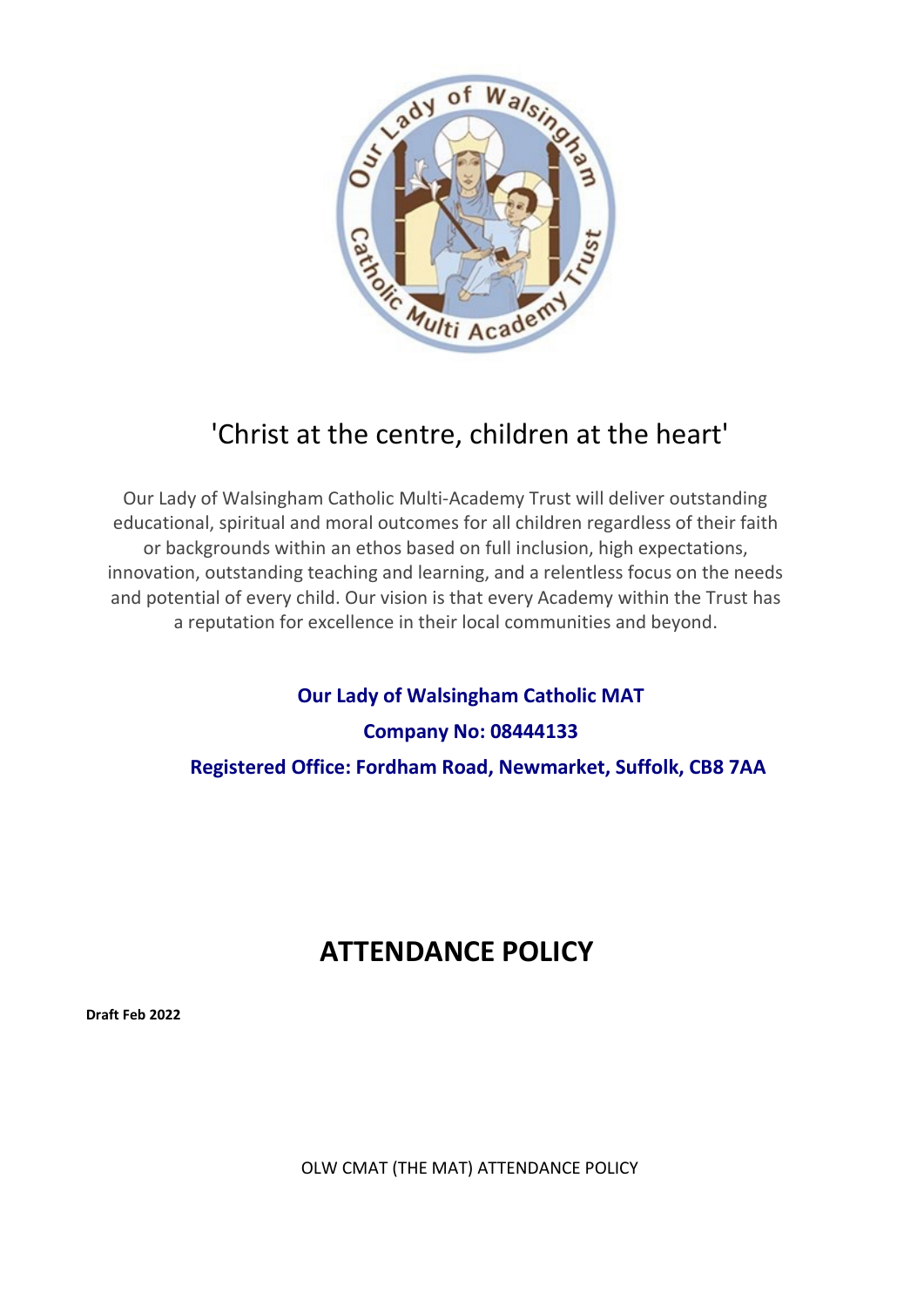'Christ at the centre, children at the heart'

Our Lady of Walsingham Catholic Multi-Academy Trust will deliver outstanding educational, spiritual and moral outcomes for all children regardless of their faith or backgrounds within an ethos based on full inclusion, high expectations, innovation, outstanding teaching and learning, and a relentless focus on the needs and potential of every child. Our vision is that every Academy within the Trust has a reputation for excellence in their local communities and beyond.

**Our Lady of Walsingham Catholic MAT**

**Company No: 08444133**

**Registered Office: Fordham Road, Newmarket, Suffolk, CB8 7AA**

# ATTENDANCE POLICY

**Draft Feb 2022**

OLW CMAT (THE MAT) ATTENDANCE POLICY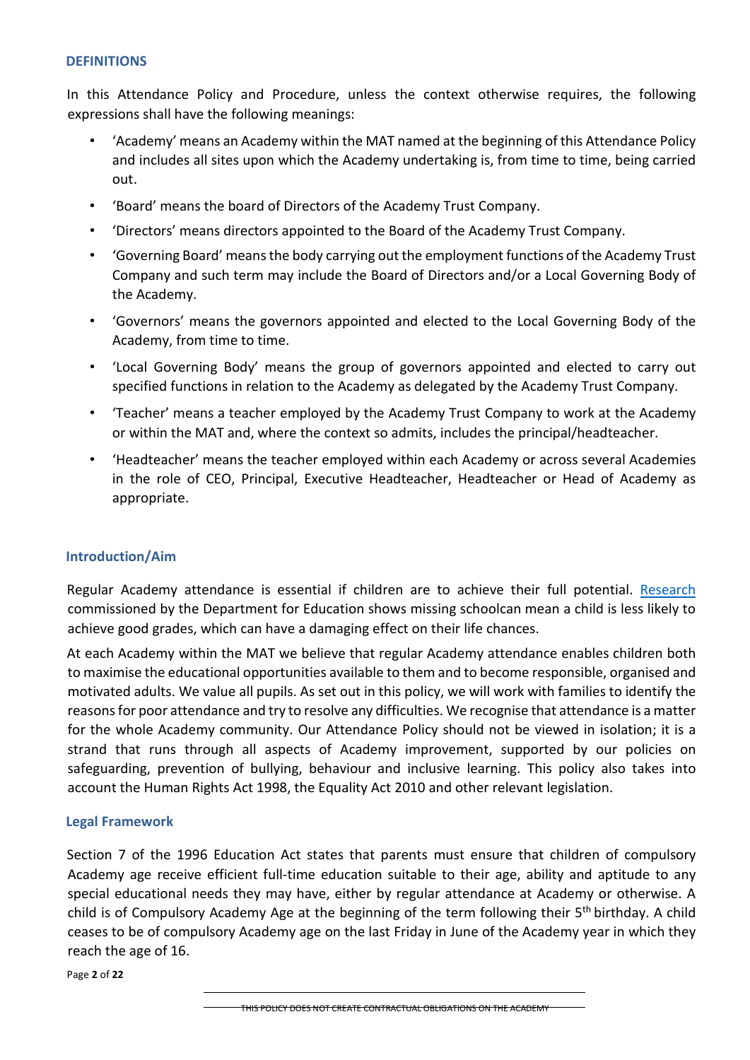## DEFINITIONS

In this Attendance Policy and Procedure, unless the context otherwise requires, the following expressions shall have the following meanings:

- 'Academy' means an Academy within the MAT named at the beginning of this Attendance Policy and includes all sites upon which the Academy undertaking is, from time to time, being carried out.
- 'Board' means the board of Directors of the Academy Trust Company.
- 'Directors' means directors appointed to the Board of the Academy Trust Company.
- 'Governing Board' means the body carrying out the employment functions of the Academy Trust Company and such term may include the Board of Directors and/or a Local Governing Body of the Academy.
- 'Governors' means the governors appointed and elected to the Local Governing Body of the Academy, from time to time.
- 'Local Governing Body' means the group of governors appointed and elected to carry out specified functions in relation to the Academy as delegated by the Academy Trust Company.
- 'Teacher' means a teacher employed by the Academy Trust Company to work at the Academy or within the MAT and, where the context so admits, includes the principal/headteacher.
- 'Headteacher' means the teacher employed within each Academy or across several Academies in the role of CEO, Principal, Executive Headteacher, Headteacher or Head of Academy as appropriate.

## Introduction/Aim

Regular Academy attendance is essential if children are to achieve their full potential. Research commissioned by the Department for Education shows missing schoolcan mean a child is less likely to achieve good grades, which can have a damaging effect on their life chances.

At each Academy within the MAT we believe that regular Academy attendance enables children both to maximise the educational opportunities available to them and to become responsible, organised and motivated adults. We value all pupils. As set out in this policy, we will work with families to identify the reasons for poor attendance and try to resolve any difficulties. We recognise that attendance is a matter for the whole Academy community. Our Attendance Policy should not be viewed in isolation; it is a strand that runs through all aspects of Academy improvement, supported by our policies on safeguarding, prevention of bullying, behaviour and inclusive learning. This policy also takes into account the Human Rights Act 1998, the Equality Act 2010 and other relevant legislation.

## Legal Framework

Section 7 of the 1996 Education Act states that parents must ensure that children of compulsory Academy age receive efficient full-time education suitable to their age, ability and aptitude to any special educational needs they may have, either by regular attendance at Academy or otherwise. A child is of Compulsory Academy Age at the beginning of the term following their 5th birthday. A child ceases to be of compulsory Academy age on the last Friday in June of the Academy year in which they reach the age of 16.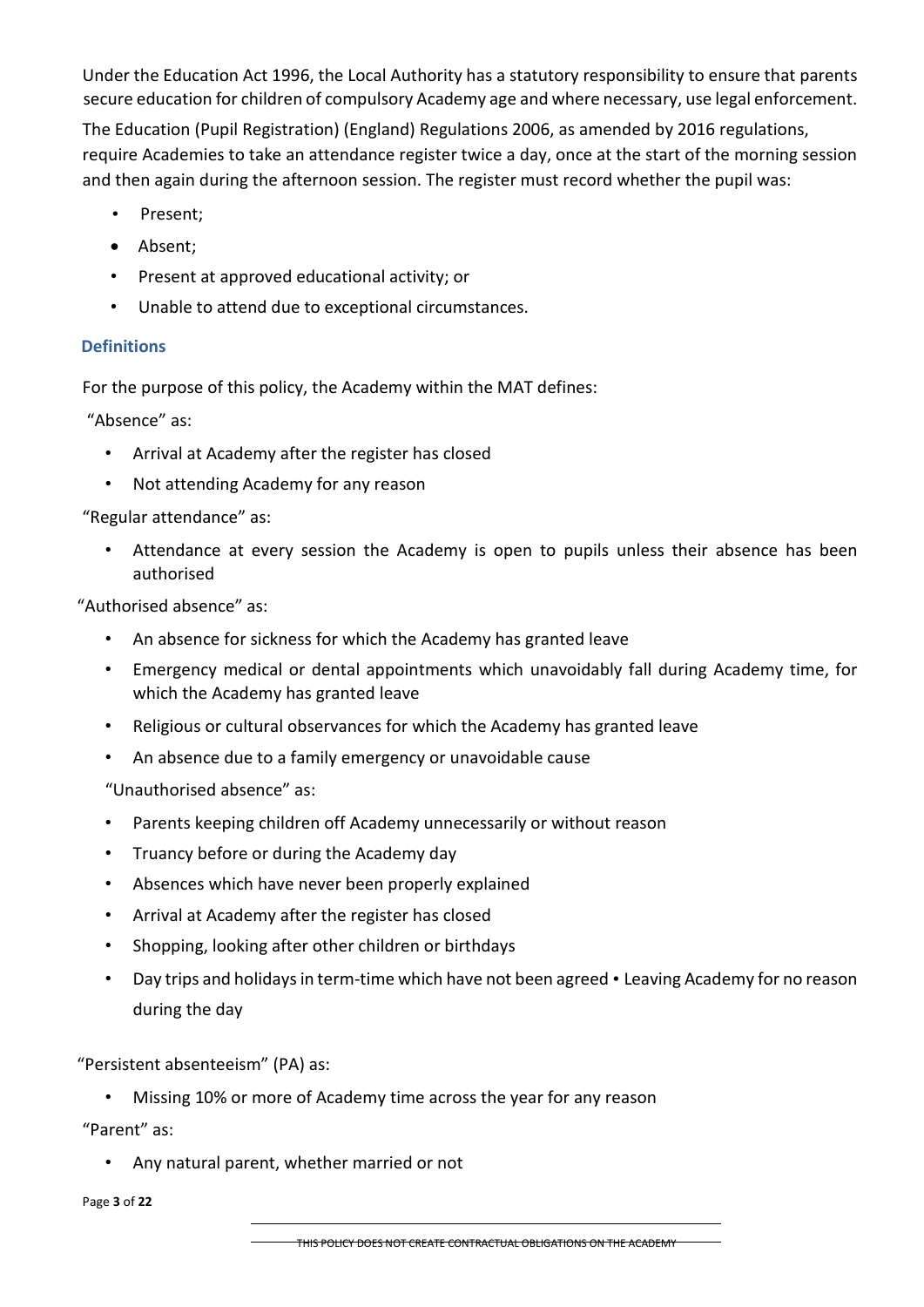Under the Education Act 1996, the Local Authority has a statutory responsibility to ensure that parents secure education for children of compulsory Academy age and where necessary, use legal enforcement.

The Education (Pupil Registration) (England) Regulations 2006, as amended by 2016 regulations, require Academies to take an attendance register twice a day, once at the start of the morning session and then again during the afternoon session. The register must record whether the pupil was:

- Present;
- Absent;
- Present at approved educational activity; or
- Unable to attend due to exceptional circumstances.

## Definitions

For the purpose of this policy, the Academy within the MAT defines:

"Absence" as:

- Arrival at Academy after the register has closed
- Not attending Academy for any reason

"Regular attendance" as:

- Attendance at every session the Academy is open to pupils unless their absence has been authorised

"Authorised absence" as:

- An absence for sickness for which the Academy has granted leave
- Emergency medical or dental appointments which unavoidably fall during Academy time, for which the Academy has granted leave
- Religious or cultural observances for which the Academy has granted leave
- An absence due to a family emergency or unavoidable cause

"Unauthorised absence" as:

- Parents keeping children off Academy unnecessarily or without reason
- Truancy before or during the Academy day
- Absences which have never been properly explained
- Arrival at Academy after the register has closed
- Shopping, looking after other children or birthdays
- Day trips and holidays in term-time which have not been agreed • Leaving Academy for no reason during the day

"Persistent absenteeism" (PA) as:

- Missing 10% or more of Academy time across the year for any reason

"Parent" as:

- Any natural parent, whether married or not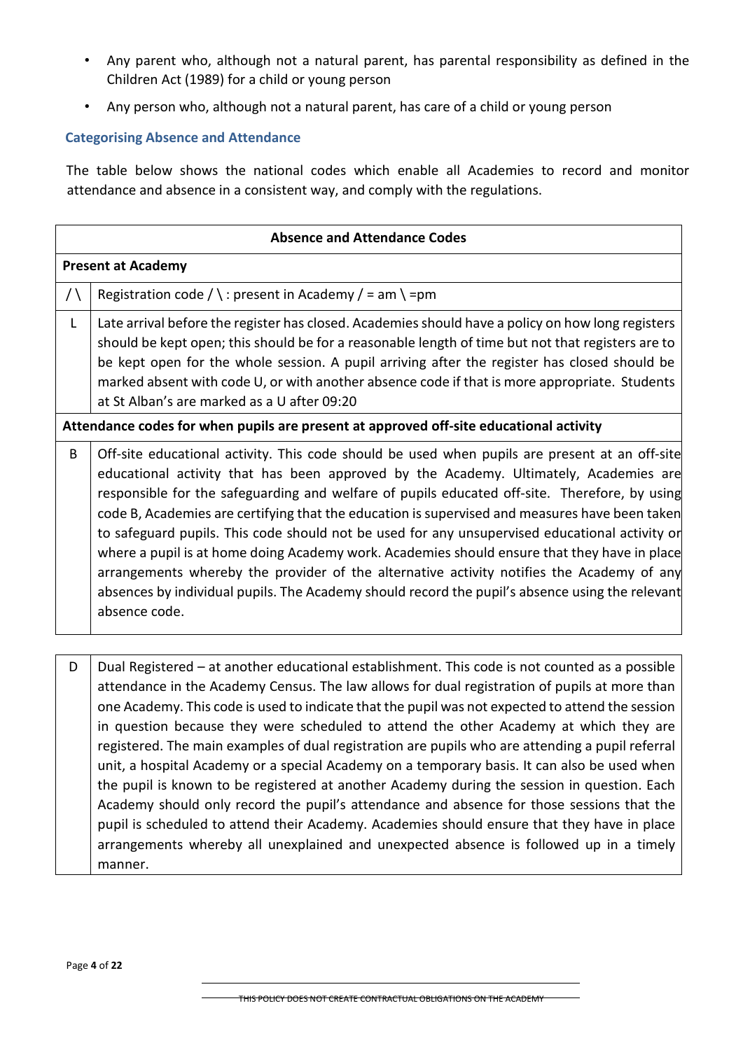- Any parent who, although not a natural parent, has parental responsibility as defined in the Children Act (1989) for a child or young person
- Any person who, although not a natural parent, has care of a child or young person

### Categorising Absence and Attendance

The table below shows the national codes which enable all Academies to record and monitor attendance and absence in a consistent way, and comply with the regulations.

| **Absence and Attendance Codes** | |
|---|---|
| **Present at Academy** | |
| / \ | Registration code / \ : present in Academy / = am \ =pm |
| L | Late arrival before the register has closed. Academies should have a policy on how long registers should be kept open; this should be for a reasonable length of time but not that registers are to be kept open for the whole session. A pupil arriving after the register has closed should be marked absent with code U, or with another absence code if that is more appropriate. Students at St Alban's are marked as a U after 09:20 |
| **Attendance codes for when pupils are present at approved off-site educational activity** | |
| B | Off-site educational activity. This code should be used when pupils are present at an off-site educational activity that has been approved by the Academy. Ultimately, Academies are responsible for the safeguarding and welfare of pupils educated off-site. Therefore, by using code B, Academies are certifying that the education is supervised and measures have been taken to safeguard pupils. This code should not be used for any unsupervised educational activity or where a pupil is at home doing Academy work. Academies should ensure that they have in place arrangements whereby the provider of the alternative activity notifies the Academy of any absences by individual pupils. The Academy should record the pupil's absence using the relevant absence code. |
| D | Dual Registered – at another educational establishment. This code is not counted as a possible attendance in the Academy Census. The law allows for dual registration of pupils at more than one Academy. This code is used to indicate that the pupil was not expected to attend the session in question because they were scheduled to attend the other Academy at which they are registered. The main examples of dual registration are pupils who are attending a pupil referral unit, a hospital Academy or a special Academy on a temporary basis. It can also be used when the pupil is known to be registered at another Academy during the session in question. Each Academy should only record the pupil's attendance and absence for those sessions that the pupil is scheduled to attend their Academy. Academies should ensure that they have in place arrangements whereby all unexplained and unexpected absence is followed up in a timely manner. |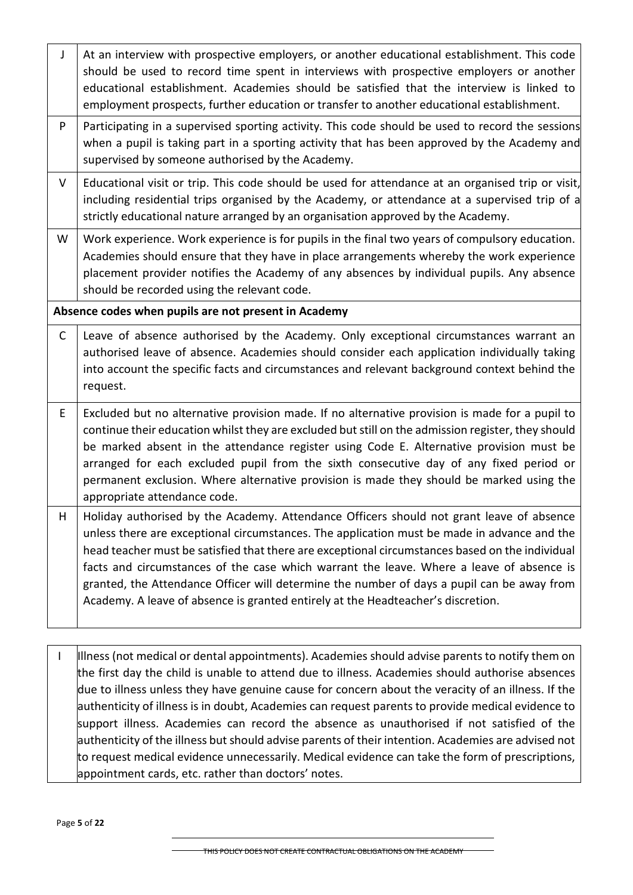| | |
|---|---|
| J | At an interview with prospective employers, or another educational establishment. This code should be used to record time spent in interviews with prospective employers or another educational establishment. Academies should be satisfied that the interview is linked to employment prospects, further education or transfer to another educational establishment. |
| P | Participating in a supervised sporting activity. This code should be used to record the sessions when a pupil is taking part in a sporting activity that has been approved by the Academy and supervised by someone authorised by the Academy. |
| V | Educational visit or trip. This code should be used for attendance at an organised trip or visit, including residential trips organised by the Academy, or attendance at a supervised trip of a strictly educational nature arranged by an organisation approved by the Academy. |
| W | Work experience. Work experience is for pupils in the final two years of compulsory education. Academies should ensure that they have in place arrangements whereby the work experience placement provider notifies the Academy of any absences by individual pupils. Any absence should be recorded using the relevant code. |
| **Absence codes when pupils are not present in Academy** | |
| C | Leave of absence authorised by the Academy. Only exceptional circumstances warrant an authorised leave of absence. Academies should consider each application individually taking into account the specific facts and circumstances and relevant background context behind the request. |
| E | Excluded but no alternative provision made. If no alternative provision is made for a pupil to continue their education whilst they are excluded but still on the admission register, they should be marked absent in the attendance register using Code E. Alternative provision must be arranged for each excluded pupil from the sixth consecutive day of any fixed period or permanent exclusion. Where alternative provision is made they should be marked using the appropriate attendance code. |
| H | Holiday authorised by the Academy. Attendance Officers should not grant leave of absence unless there are exceptional circumstances. The application must be made in advance and the head teacher must be satisfied that there are exceptional circumstances based on the individual facts and circumstances of the case which warrant the leave. Where a leave of absence is granted, the Attendance Officer will determine the number of days a pupil can be away from Academy. A leave of absence is granted entirely at the Headteacher's discretion. |
| I | Illness (not medical or dental appointments). Academies should advise parents to notify them on the first day the child is unable to attend due to illness. Academies should authorise absences due to illness unless they have genuine cause for concern about the veracity of an illness. If the authenticity of illness is in doubt, Academies can request parents to provide medical evidence to support illness. Academies can record the absence as unauthorised if not satisfied of the authenticity of the illness but should advise parents of their intention. Academies are advised not to request medical evidence unnecessarily. Medical evidence can take the form of prescriptions, appointment cards, etc. rather than doctors' notes. |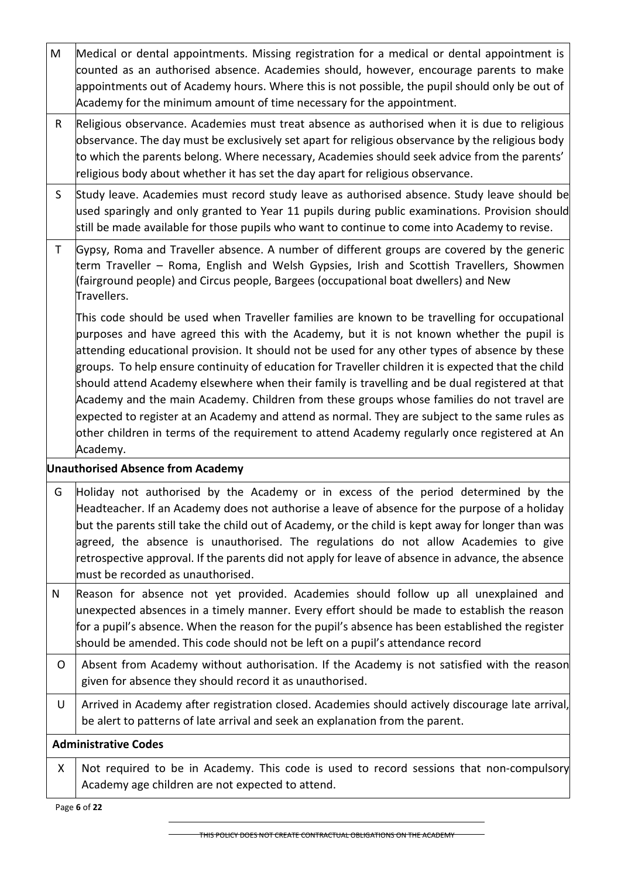| | |
|---|---|
| M | Medical or dental appointments. Missing registration for a medical or dental appointment is counted as an authorised absence. Academies should, however, encourage parents to make appointments out of Academy hours. Where this is not possible, the pupil should only be out of Academy for the minimum amount of time necessary for the appointment. |
| R | Religious observance. Academies must treat absence as authorised when it is due to religious observance. The day must be exclusively set apart for religious observance by the religious body to which the parents belong. Where necessary, Academies should seek advice from the parents' religious body about whether it has set the day apart for religious observance. |
| S | Study leave. Academies must record study leave as authorised absence. Study leave should be used sparingly and only granted to Year 11 pupils during public examinations. Provision should still be made available for those pupils who want to continue to come into Academy to revise. |
| T | Gypsy, Roma and Traveller absence. A number of different groups are covered by the generic term Traveller – Roma, English and Welsh Gypsies, Irish and Scottish Travellers, Showmen (fairground people) and Circus people, Bargees (occupational boat dwellers) and New Travellers.<br><br>This code should be used when Traveller families are known to be travelling for occupational purposes and have agreed this with the Academy, but it is not known whether the pupil is attending educational provision. It should not be used for any other types of absence by these groups. To help ensure continuity of education for Traveller children it is expected that the child should attend Academy elsewhere when their family is travelling and be dual registered at that Academy and the main Academy. Children from these groups whose families do not travel are expected to register at an Academy and attend as normal. They are subject to the same rules as other children in terms of the requirement to attend Academy regularly once registered at An Academy. |
| **Unauthorised Absence from Academy** | |
| G | Holiday not authorised by the Academy or in excess of the period determined by the Headteacher. If an Academy does not authorise a leave of absence for the purpose of a holiday but the parents still take the child out of Academy, or the child is kept away for longer than was agreed, the absence is unauthorised. The regulations do not allow Academies to give retrospective approval. If the parents did not apply for leave of absence in advance, the absence must be recorded as unauthorised. |
| N | Reason for absence not yet provided. Academies should follow up all unexplained and unexpected absences in a timely manner. Every effort should be made to establish the reason for a pupil's absence. When the reason for the pupil's absence has been established the register should be amended. This code should not be left on a pupil's attendance record |
| O | Absent from Academy without authorisation. If the Academy is not satisfied with the reason given for absence they should record it as unauthorised. |
| U | Arrived in Academy after registration closed. Academies should actively discourage late arrival, be alert to patterns of late arrival and seek an explanation from the parent. |
| **Administrative Codes** | |
| X | Not required to be in Academy. This code is used to record sessions that non-compulsory Academy age children are not expected to attend. |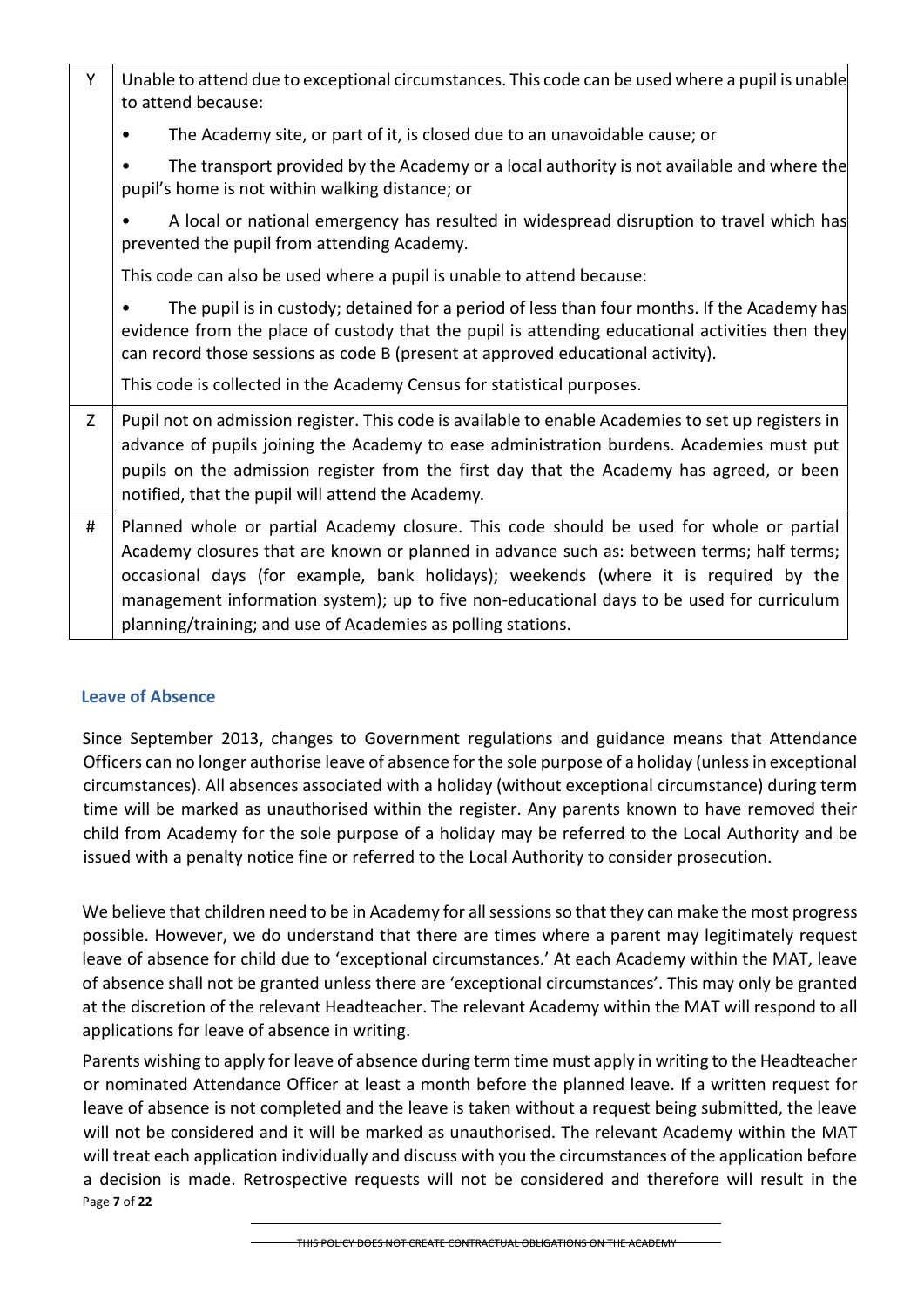| | |
|---|---|
| Y | Unable to attend due to exceptional circumstances. This code can be used where a pupil is unable to attend because:<br>• The Academy site, or part of it, is closed due to an unavoidable cause; or<br>• The transport provided by the Academy or a local authority is not available and where the pupil's home is not within walking distance; or<br>• A local or national emergency has resulted in widespread disruption to travel which has prevented the pupil from attending Academy.<br>This code can also be used where a pupil is unable to attend because:<br>• The pupil is in custody; detained for a period of less than four months. If the Academy has evidence from the place of custody that the pupil is attending educational activities then they can record those sessions as code B (present at approved educational activity).<br>This code is collected in the Academy Census for statistical purposes. |
| Z | Pupil not on admission register. This code is available to enable Academies to set up registers in advance of pupils joining the Academy to ease administration burdens. Academies must put pupils on the admission register from the first day that the Academy has agreed, or been notified, that the pupil will attend the Academy. |
| # | Planned whole or partial Academy closure. This code should be used for whole or partial Academy closures that are known or planned in advance such as: between terms; half terms; occasional days (for example, bank holidays); weekends (where it is required by the management information system); up to five non-educational days to be used for curriculum planning/training; and use of Academies as polling stations. |

## Leave of Absence

Since September 2013, changes to Government regulations and guidance means that Attendance Officers can no longer authorise leave of absence for the sole purpose of a holiday (unless in exceptional circumstances). All absences associated with a holiday (without exceptional circumstance) during term time will be marked as unauthorised within the register. Any parents known to have removed their child from Academy for the sole purpose of a holiday may be referred to the Local Authority and be issued with a penalty notice fine or referred to the Local Authority to consider prosecution.

We believe that children need to be in Academy for all sessions so that they can make the most progress possible. However, we do understand that there are times where a parent may legitimately request leave of absence for child due to 'exceptional circumstances.' At each Academy within the MAT, leave of absence shall not be granted unless there are 'exceptional circumstances'. This may only be granted at the discretion of the relevant Headteacher. The relevant Academy within the MAT will respond to all applications for leave of absence in writing.

Parents wishing to apply for leave of absence during term time must apply in writing to the Headteacher or nominated Attendance Officer at least a month before the planned leave. If a written request for leave of absence is not completed and the leave is taken without a request being submitted, the leave will not be considered and it will be marked as unauthorised. The relevant Academy within the MAT will treat each application individually and discuss with you the circumstances of the application before a decision is made. Retrospective requests will not be considered and therefore will result in the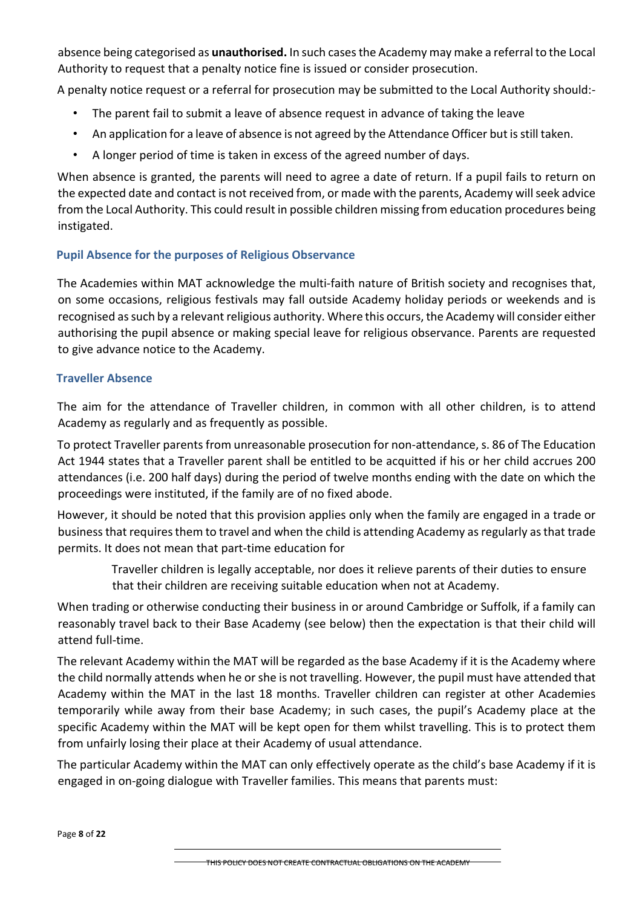absence being categorised as **unauthorised.** In such cases the Academy may make a referral to the Local Authority to request that a penalty notice fine is issued or consider prosecution.

A penalty notice request or a referral for prosecution may be submitted to the Local Authority should:-

- The parent fail to submit a leave of absence request in advance of taking the leave
- An application for a leave of absence is not agreed by the Attendance Officer but is still taken.
- A longer period of time is taken in excess of the agreed number of days.

When absence is granted, the parents will need to agree a date of return. If a pupil fails to return on the expected date and contact is not received from, or made with the parents, Academy will seek advice from the Local Authority. This could result in possible children missing from education procedures being instigated.

### Pupil Absence for the purposes of Religious Observance

The Academies within MAT acknowledge the multi-faith nature of British society and recognises that, on some occasions, religious festivals may fall outside Academy holiday periods or weekends and is recognised as such by a relevant religious authority. Where this occurs, the Academy will consider either authorising the pupil absence or making special leave for religious observance. Parents are requested to give advance notice to the Academy.

### Traveller Absence

The aim for the attendance of Traveller children, in common with all other children, is to attend Academy as regularly and as frequently as possible.

To protect Traveller parents from unreasonable prosecution for non-attendance, s. 86 of The Education Act 1944 states that a Traveller parent shall be entitled to be acquitted if his or her child accrues 200 attendances (i.e. 200 half days) during the period of twelve months ending with the date on which the proceedings were instituted, if the family are of no fixed abode.

However, it should be noted that this provision applies only when the family are engaged in a trade or business that requires them to travel and when the child is attending Academy as regularly as that trade permits. It does not mean that part-time education for

Traveller children is legally acceptable, nor does it relieve parents of their duties to ensure that their children are receiving suitable education when not at Academy.

When trading or otherwise conducting their business in or around Cambridge or Suffolk, if a family can reasonably travel back to their Base Academy (see below) then the expectation is that their child will attend full-time.

The relevant Academy within the MAT will be regarded as the base Academy if it is the Academy where the child normally attends when he or she is not travelling. However, the pupil must have attended that Academy within the MAT in the last 18 months. Traveller children can register at other Academies temporarily while away from their base Academy; in such cases, the pupil's Academy place at the specific Academy within the MAT will be kept open for them whilst travelling. This is to protect them from unfairly losing their place at their Academy of usual attendance.

The particular Academy within the MAT can only effectively operate as the child's base Academy if it is engaged in on-going dialogue with Traveller families. This means that parents must: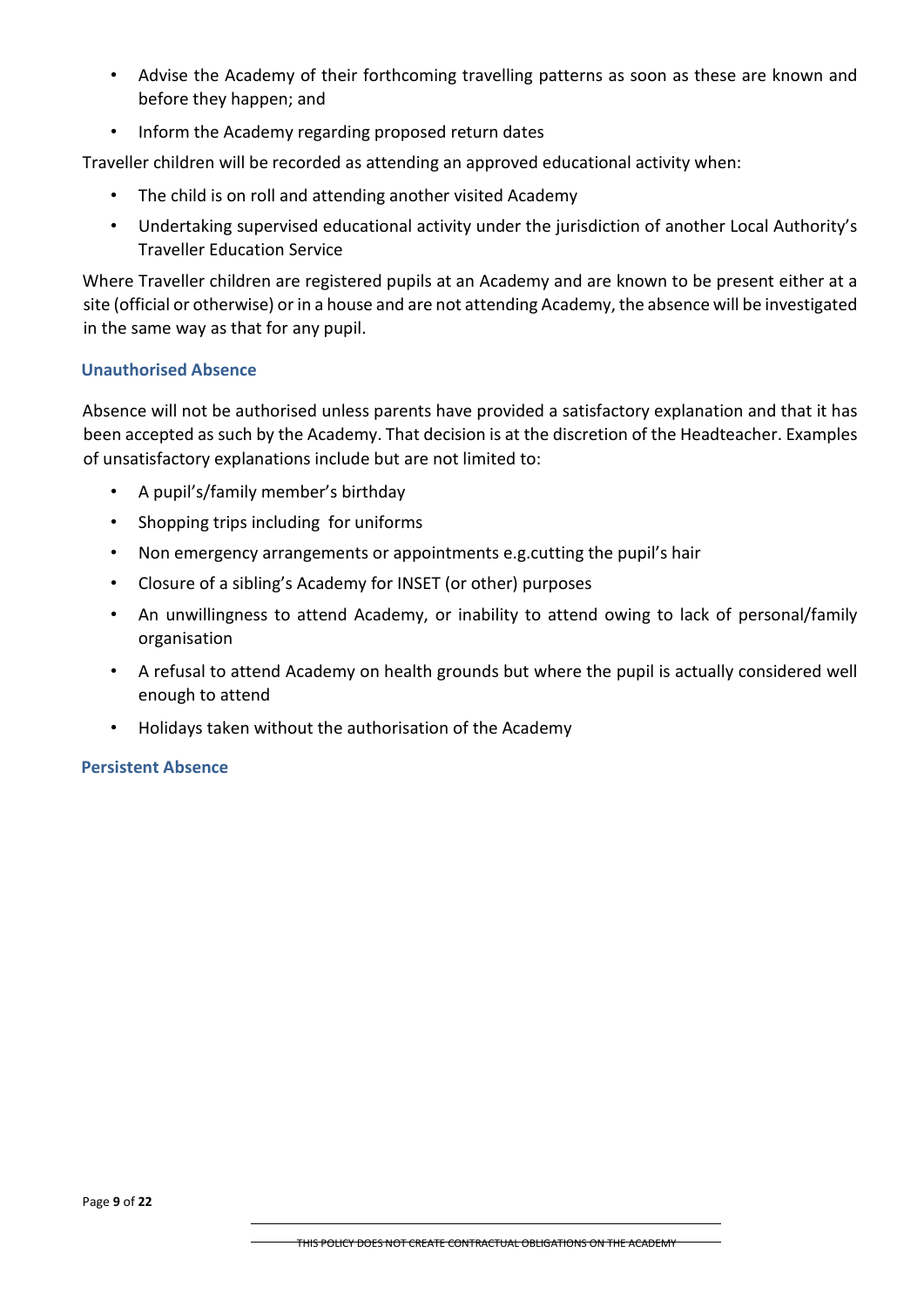- Advise the Academy of their forthcoming travelling patterns as soon as these are known and before they happen; and
- Inform the Academy regarding proposed return dates

Traveller children will be recorded as attending an approved educational activity when:

- The child is on roll and attending another visited Academy
- Undertaking supervised educational activity under the jurisdiction of another Local Authority's Traveller Education Service

Where Traveller children are registered pupils at an Academy and are known to be present either at a site (official or otherwise) or in a house and are not attending Academy, the absence will be investigated in the same way as that for any pupil.

### Unauthorised Absence

Absence will not be authorised unless parents have provided a satisfactory explanation and that it has been accepted as such by the Academy. That decision is at the discretion of the Headteacher. Examples of unsatisfactory explanations include but are not limited to:

- A pupil's/family member's birthday
- Shopping trips including for uniforms
- Non emergency arrangements or appointments e.g.cutting the pupil's hair
- Closure of a sibling's Academy for INSET (or other) purposes
- An unwillingness to attend Academy, or inability to attend owing to lack of personal/family organisation
- A refusal to attend Academy on health grounds but where the pupil is actually considered well enough to attend
- Holidays taken without the authorisation of the Academy

### Persistent Absence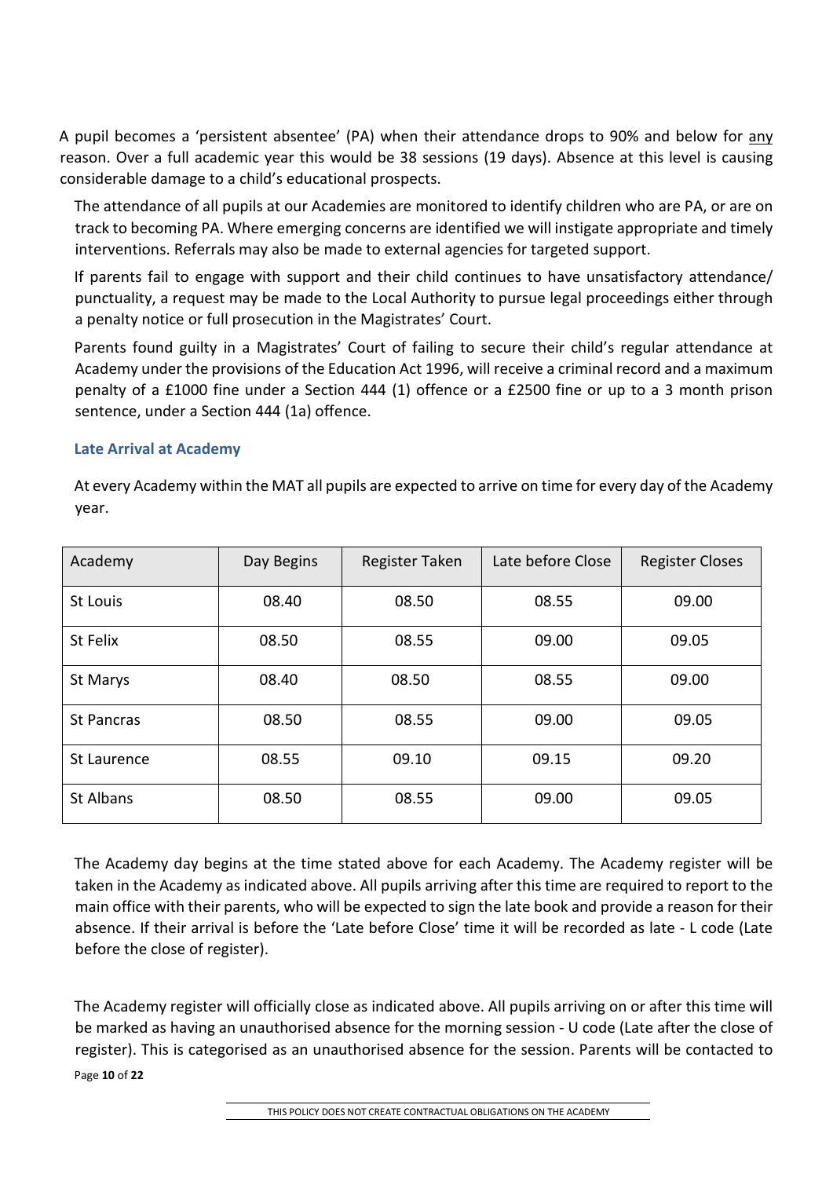A pupil becomes a 'persistent absentee' (PA) when their attendance drops to 90% and below for any reason. Over a full academic year this would be 38 sessions (19 days). Absence at this level is causing considerable damage to a child's educational prospects.

The attendance of all pupils at our Academies are monitored to identify children who are PA, or are on track to becoming PA. Where emerging concerns are identified we will instigate appropriate and timely interventions. Referrals may also be made to external agencies for targeted support.

If parents fail to engage with support and their child continues to have unsatisfactory attendance/ punctuality, a request may be made to the Local Authority to pursue legal proceedings either through a penalty notice or full prosecution in the Magistrates' Court.

Parents found guilty in a Magistrates' Court of failing to secure their child's regular attendance at Academy under the provisions of the Education Act 1996, will receive a criminal record and a maximum penalty of a £1000 fine under a Section 444 (1) offence or a £2500 fine or up to a 3 month prison sentence, under a Section 444 (1a) offence.

### Late Arrival at Academy

At every Academy within the MAT all pupils are expected to arrive on time for every day of the Academy year.

| Academy | Day Begins | Register Taken | Late before Close | Register Closes |
|---|---|---|---|---|
| St Louis | 08.40 | 08.50 | 08.55 | 09.00 |
| St Felix | 08.50 | 08.55 | 09.00 | 09.05 |
| St Marys | 08.40 | 08.50 | 08.55 | 09.00 |
| St Pancras | 08.50 | 08.55 | 09.00 | 09.05 |
| St Laurence | 08.55 | 09.10 | 09.15 | 09.20 |
| St Albans | 08.50 | 08.55 | 09.00 | 09.05 |

The Academy day begins at the time stated above for each Academy. The Academy register will be taken in the Academy as indicated above. All pupils arriving after this time are required to report to the main office with their parents, who will be expected to sign the late book and provide a reason for their absence. If their arrival is before the 'Late before Close' time it will be recorded as late - L code (Late before the close of register).

The Academy register will officially close as indicated above. All pupils arriving on or after this time will be marked as having an unauthorised absence for the morning session - U code (Late after the close of register). This is categorised as an unauthorised absence for the session. Parents will be contacted to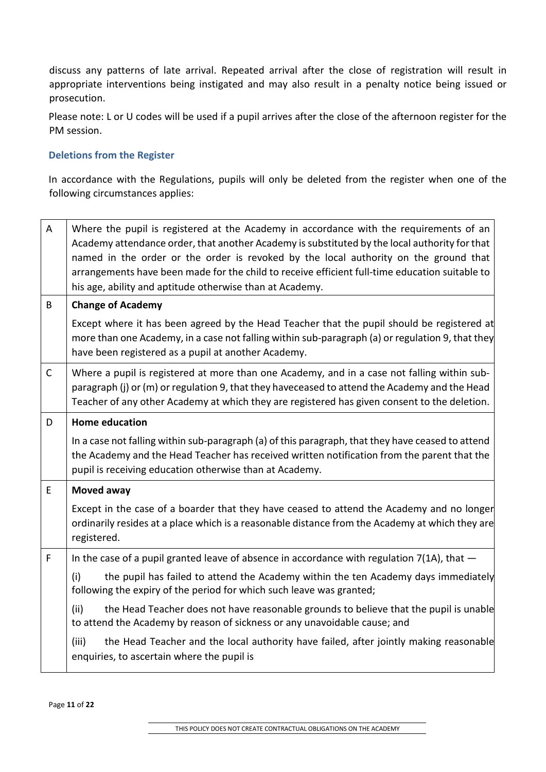discuss any patterns of late arrival. Repeated arrival after the close of registration will result in appropriate interventions being instigated and may also result in a penalty notice being issued or prosecution.

Please note: L or U codes will be used if a pupil arrives after the close of the afternoon register for the PM session.

### Deletions from the Register

In accordance with the Regulations, pupils will only be deleted from the register when one of the following circumstances applies:

| | |
|---|---|
| A | Where the pupil is registered at the Academy in accordance with the requirements of an Academy attendance order, that another Academy is substituted by the local authority for that named in the order or the order is revoked by the local authority on the ground that arrangements have been made for the child to receive efficient full-time education suitable to his age, ability and aptitude otherwise than at Academy. |
| B | **Change of Academy**<br><br>Except where it has been agreed by the Head Teacher that the pupil should be registered at more than one Academy, in a case not falling within sub-paragraph (a) or regulation 9, that they have been registered as a pupil at another Academy. |
| C | Where a pupil is registered at more than one Academy, and in a case not falling within sub-paragraph (j) or (m) or regulation 9, that they haveceased to attend the Academy and the Head Teacher of any other Academy at which they are registered has given consent to the deletion. |
| D | **Home education**<br><br>In a case not falling within sub-paragraph (a) of this paragraph, that they have ceased to attend the Academy and the Head Teacher has received written notification from the parent that the pupil is receiving education otherwise than at Academy. |
| E | **Moved away**<br><br>Except in the case of a boarder that they have ceased to attend the Academy and no longer ordinarily resides at a place which is a reasonable distance from the Academy at which they are registered. |
| F | In the case of a pupil granted leave of absence in accordance with regulation 7(1A), that —<br><br>(i) the pupil has failed to attend the Academy within the ten Academy days immediately following the expiry of the period for which such leave was granted;<br><br>(ii) the Head Teacher does not have reasonable grounds to believe that the pupil is unable to attend the Academy by reason of sickness or any unavoidable cause; and<br><br>(iii) the Head Teacher and the local authority have failed, after jointly making reasonable enquiries, to ascertain where the pupil is |

THIS POLICY DOES NOT CREATE CONTRACTUAL OBLIGATIONS ON THE ACADEMY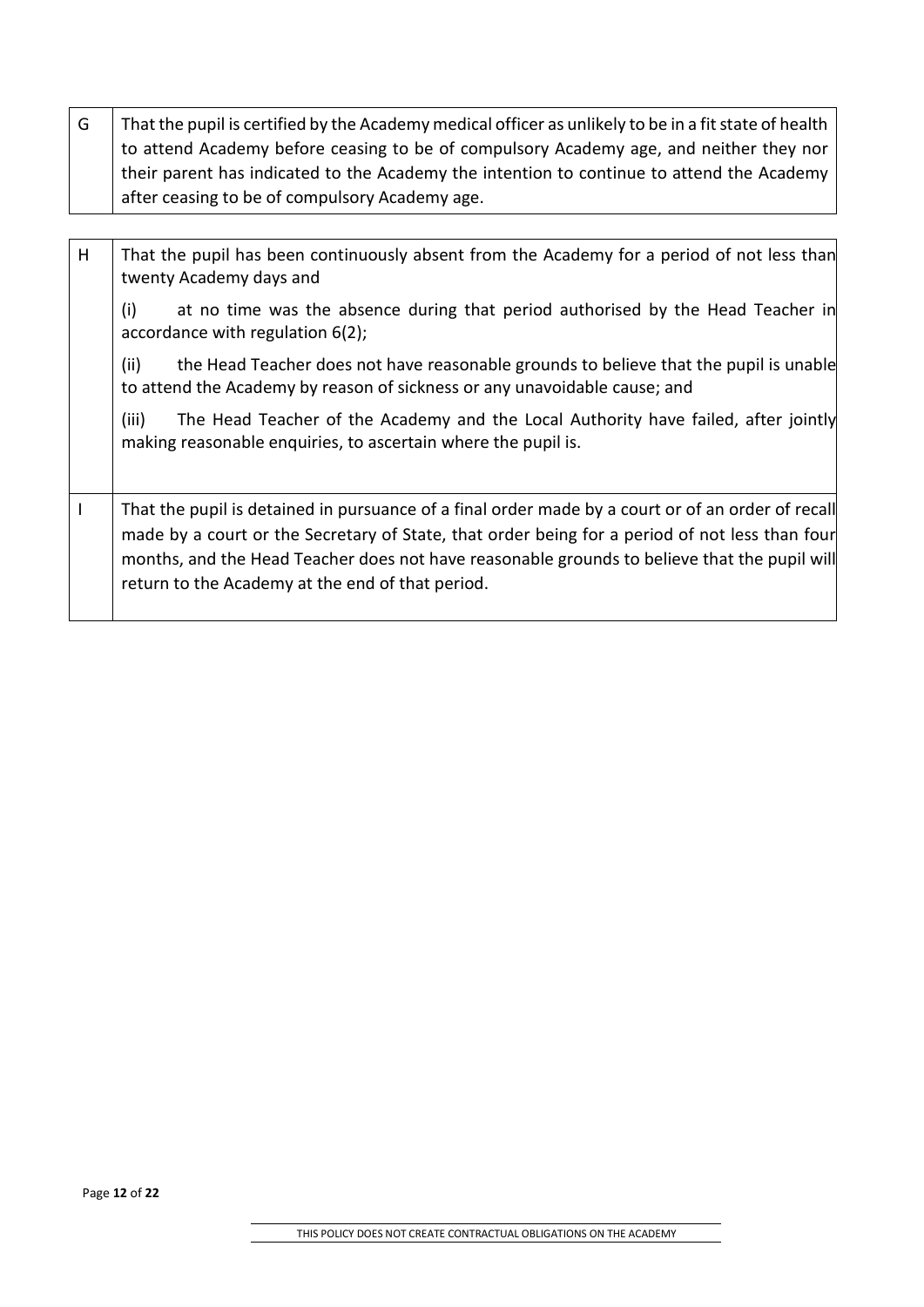| | |
|---|---|
| G | That the pupil is certified by the Academy medical officer as unlikely to be in a fit state of health to attend Academy before ceasing to be of compulsory Academy age, and neither they nor their parent has indicated to the Academy the intention to continue to attend the Academy after ceasing to be of compulsory Academy age. |

| | |
|---|---|
| H | That the pupil has been continuously absent from the Academy for a period of not less than twenty Academy days and<br><br>(i) at no time was the absence during that period authorised by the Head Teacher in accordance with regulation 6(2);<br><br>(ii) the Head Teacher does not have reasonable grounds to believe that the pupil is unable to attend the Academy by reason of sickness or any unavoidable cause; and<br><br>(iii) The Head Teacher of the Academy and the Local Authority have failed, after jointly making reasonable enquiries, to ascertain where the pupil is. |
| I | That the pupil is detained in pursuance of a final order made by a court or of an order of recall made by a court or the Secretary of State, that order being for a period of not less than four months, and the Head Teacher does not have reasonable grounds to believe that the pupil will return to the Academy at the end of that period. |

THIS POLICY DOES NOT CREATE CONTRACTUAL OBLIGATIONS ON THE ACADEMY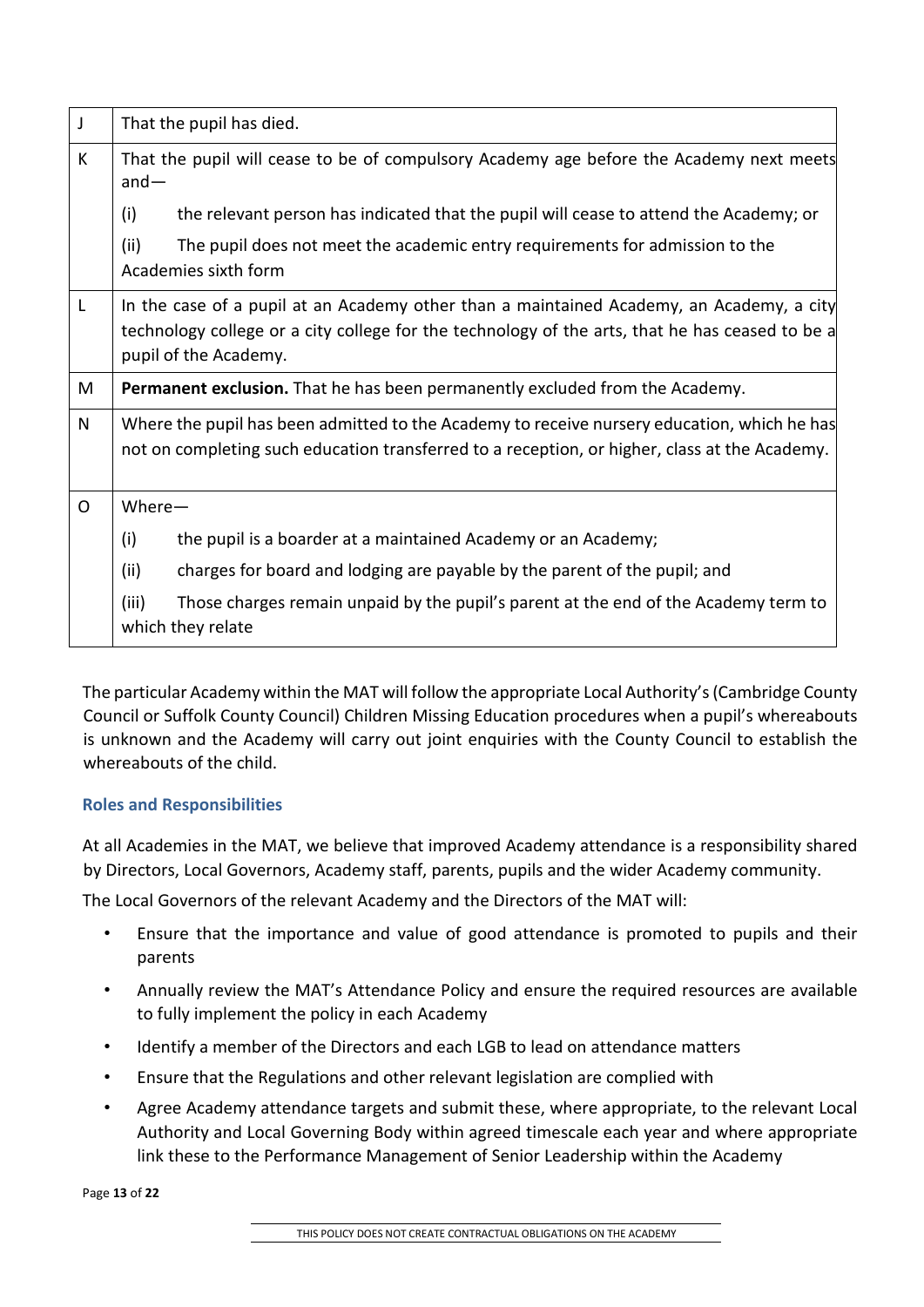| J | That the pupil has died. |
|---|---|
| K | That the pupil will cease to be of compulsory Academy age before the Academy next meets and—<br>(i) the relevant person has indicated that the pupil will cease to attend the Academy; or<br>(ii) The pupil does not meet the academic entry requirements for admission to the Academies sixth form |
| L | In the case of a pupil at an Academy other than a maintained Academy, an Academy, a city technology college or a city college for the technology of the arts, that he has ceased to be a pupil of the Academy. |
| M | **Permanent exclusion.** That he has been permanently excluded from the Academy. |
| N | Where the pupil has been admitted to the Academy to receive nursery education, which he has not on completing such education transferred to a reception, or higher, class at the Academy. |
| O | Where—<br>(i) the pupil is a boarder at a maintained Academy or an Academy;<br>(ii) charges for board and lodging are payable by the parent of the pupil; and<br>(iii) Those charges remain unpaid by the pupil's parent at the end of the Academy term to which they relate |

The particular Academy within the MAT will follow the appropriate Local Authority's (Cambridge County Council or Suffolk County Council) Children Missing Education procedures when a pupil's whereabouts is unknown and the Academy will carry out joint enquiries with the County Council to establish the whereabouts of the child.

### Roles and Responsibilities

At all Academies in the MAT, we believe that improved Academy attendance is a responsibility shared by Directors, Local Governors, Academy staff, parents, pupils and the wider Academy community.

The Local Governors of the relevant Academy and the Directors of the MAT will:

- Ensure that the importance and value of good attendance is promoted to pupils and their parents
- Annually review the MAT's Attendance Policy and ensure the required resources are available to fully implement the policy in each Academy
- Identify a member of the Directors and each LGB to lead on attendance matters
- Ensure that the Regulations and other relevant legislation are complied with
- Agree Academy attendance targets and submit these, where appropriate, to the relevant Local Authority and Local Governing Body within agreed timescale each year and where appropriate link these to the Performance Management of Senior Leadership within the Academy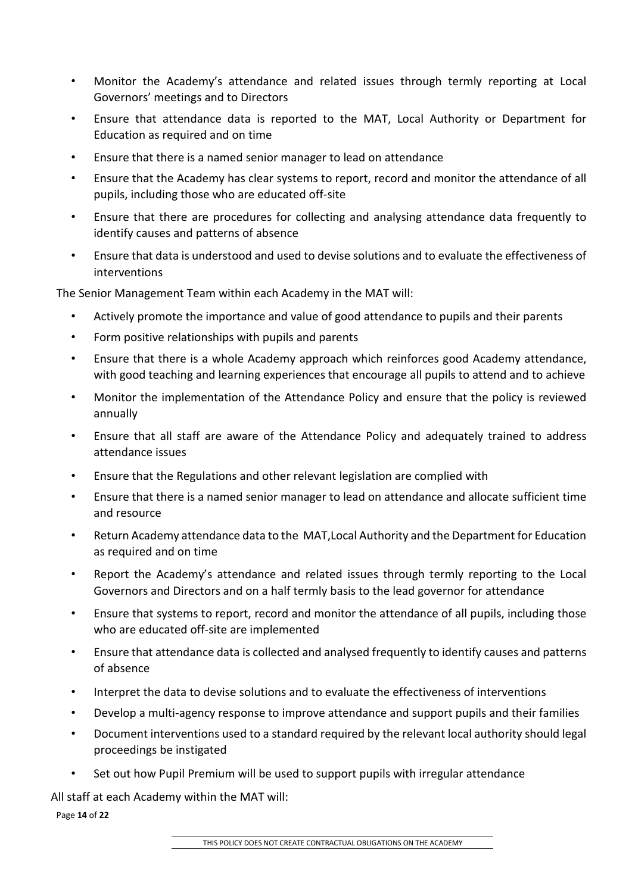- Monitor the Academy's attendance and related issues through termly reporting at Local Governors' meetings and to Directors
- Ensure that attendance data is reported to the MAT, Local Authority or Department for Education as required and on time
- Ensure that there is a named senior manager to lead on attendance
- Ensure that the Academy has clear systems to report, record and monitor the attendance of all pupils, including those who are educated off-site
- Ensure that there are procedures for collecting and analysing attendance data frequently to identify causes and patterns of absence
- Ensure that data is understood and used to devise solutions and to evaluate the effectiveness of interventions

The Senior Management Team within each Academy in the MAT will:

- Actively promote the importance and value of good attendance to pupils and their parents
- Form positive relationships with pupils and parents
- Ensure that there is a whole Academy approach which reinforces good Academy attendance, with good teaching and learning experiences that encourage all pupils to attend and to achieve
- Monitor the implementation of the Attendance Policy and ensure that the policy is reviewed annually
- Ensure that all staff are aware of the Attendance Policy and adequately trained to address attendance issues
- Ensure that the Regulations and other relevant legislation are complied with
- Ensure that there is a named senior manager to lead on attendance and allocate sufficient time and resource
- Return Academy attendance data to the MAT,Local Authority and the Department for Education as required and on time
- Report the Academy's attendance and related issues through termly reporting to the Local Governors and Directors and on a half termly basis to the lead governor for attendance
- Ensure that systems to report, record and monitor the attendance of all pupils, including those who are educated off-site are implemented
- Ensure that attendance data is collected and analysed frequently to identify causes and patterns of absence
- Interpret the data to devise solutions and to evaluate the effectiveness of interventions
- Develop a multi-agency response to improve attendance and support pupils and their families
- Document interventions used to a standard required by the relevant local authority should legal proceedings be instigated
- Set out how Pupil Premium will be used to support pupils with irregular attendance

All staff at each Academy within the MAT will: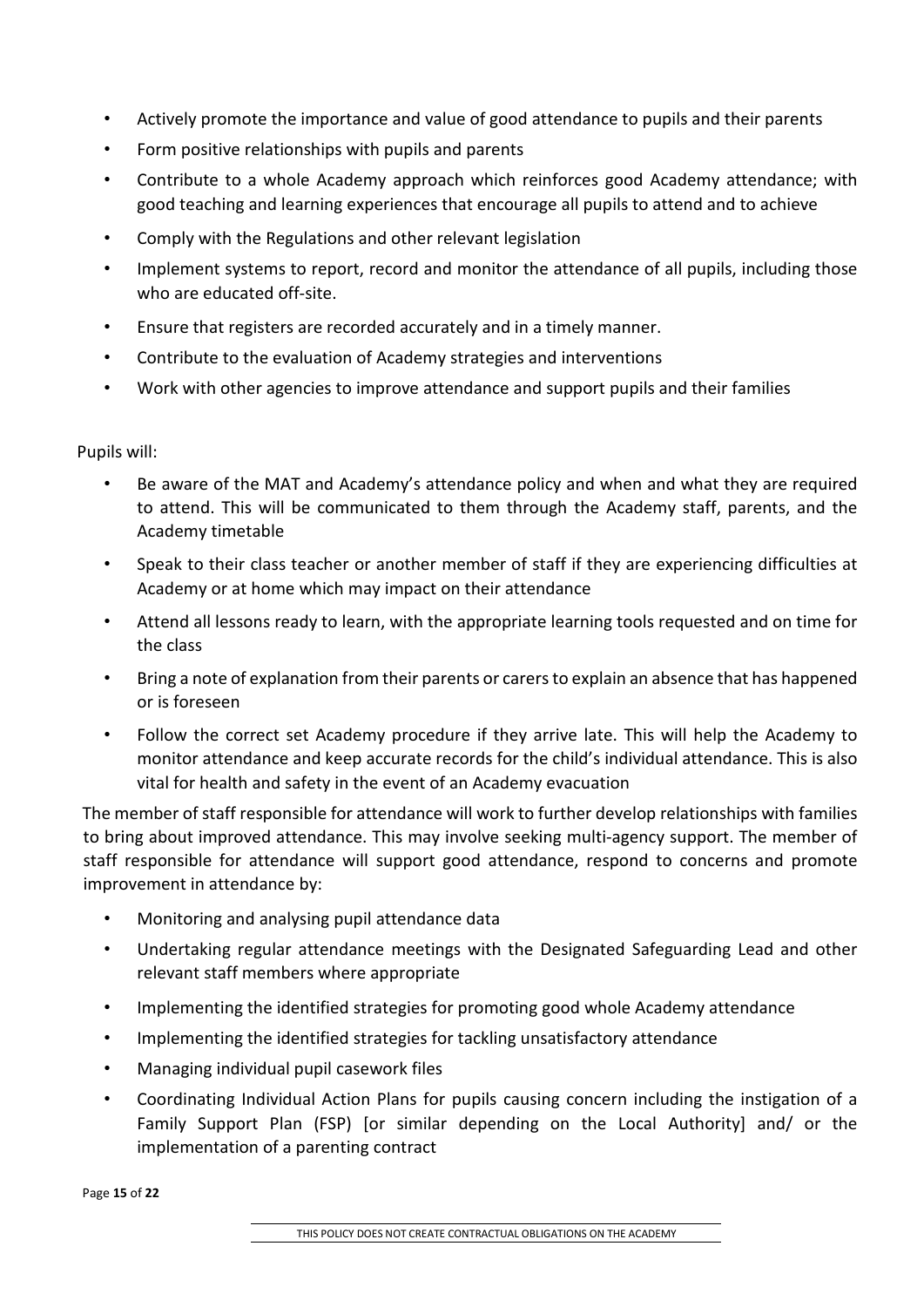- Actively promote the importance and value of good attendance to pupils and their parents
- Form positive relationships with pupils and parents
- Contribute to a whole Academy approach which reinforces good Academy attendance; with good teaching and learning experiences that encourage all pupils to attend and to achieve
- Comply with the Regulations and other relevant legislation
- Implement systems to report, record and monitor the attendance of all pupils, including those who are educated off-site.
- Ensure that registers are recorded accurately and in a timely manner.
- Contribute to the evaluation of Academy strategies and interventions
- Work with other agencies to improve attendance and support pupils and their families

Pupils will:

- Be aware of the MAT and Academy's attendance policy and when and what they are required to attend. This will be communicated to them through the Academy staff, parents, and the Academy timetable
- Speak to their class teacher or another member of staff if they are experiencing difficulties at Academy or at home which may impact on their attendance
- Attend all lessons ready to learn, with the appropriate learning tools requested and on time for the class
- Bring a note of explanation from their parents or carers to explain an absence that has happened or is foreseen
- Follow the correct set Academy procedure if they arrive late. This will help the Academy to monitor attendance and keep accurate records for the child's individual attendance. This is also vital for health and safety in the event of an Academy evacuation

The member of staff responsible for attendance will work to further develop relationships with families to bring about improved attendance. This may involve seeking multi-agency support. The member of staff responsible for attendance will support good attendance, respond to concerns and promote improvement in attendance by:

- Monitoring and analysing pupil attendance data
- Undertaking regular attendance meetings with the Designated Safeguarding Lead and other relevant staff members where appropriate
- Implementing the identified strategies for promoting good whole Academy attendance
- Implementing the identified strategies for tackling unsatisfactory attendance
- Managing individual pupil casework files
- Coordinating Individual Action Plans for pupils causing concern including the instigation of a Family Support Plan (FSP) [or similar depending on the Local Authority] and/ or the implementation of a parenting contract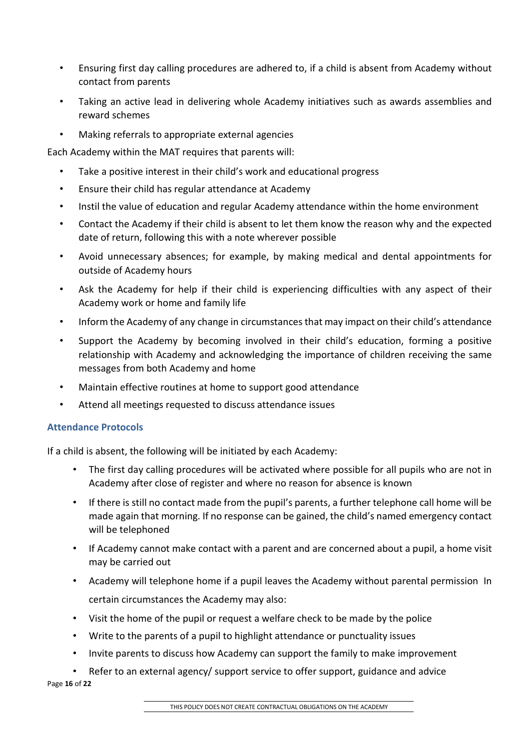- Ensuring first day calling procedures are adhered to, if a child is absent from Academy without contact from parents
- Taking an active lead in delivering whole Academy initiatives such as awards assemblies and reward schemes
- Making referrals to appropriate external agencies

Each Academy within the MAT requires that parents will:

- Take a positive interest in their child's work and educational progress
- Ensure their child has regular attendance at Academy
- Instil the value of education and regular Academy attendance within the home environment
- Contact the Academy if their child is absent to let them know the reason why and the expected date of return, following this with a note wherever possible
- Avoid unnecessary absences; for example, by making medical and dental appointments for outside of Academy hours
- Ask the Academy for help if their child is experiencing difficulties with any aspect of their Academy work or home and family life
- Inform the Academy of any change in circumstances that may impact on their child's attendance
- Support the Academy by becoming involved in their child's education, forming a positive relationship with Academy and acknowledging the importance of children receiving the same messages from both Academy and home
- Maintain effective routines at home to support good attendance
- Attend all meetings requested to discuss attendance issues

### Attendance Protocols

If a child is absent, the following will be initiated by each Academy:

- The first day calling procedures will be activated where possible for all pupils who are not in Academy after close of register and where no reason for absence is known
- If there is still no contact made from the pupil's parents, a further telephone call home will be made again that morning. If no response can be gained, the child's named emergency contact will be telephoned
- If Academy cannot make contact with a parent and are concerned about a pupil, a home visit may be carried out
- Academy will telephone home if a pupil leaves the Academy without parental permission In certain circumstances the Academy may also:
- Visit the home of the pupil or request a welfare check to be made by the police
- Write to the parents of a pupil to highlight attendance or punctuality issues
- Invite parents to discuss how Academy can support the family to make improvement
- Refer to an external agency/ support service to offer support, guidance and advice

THIS POLICY DOES NOT CREATE CONTRACTUAL OBLIGATIONS ON THE ACADEMY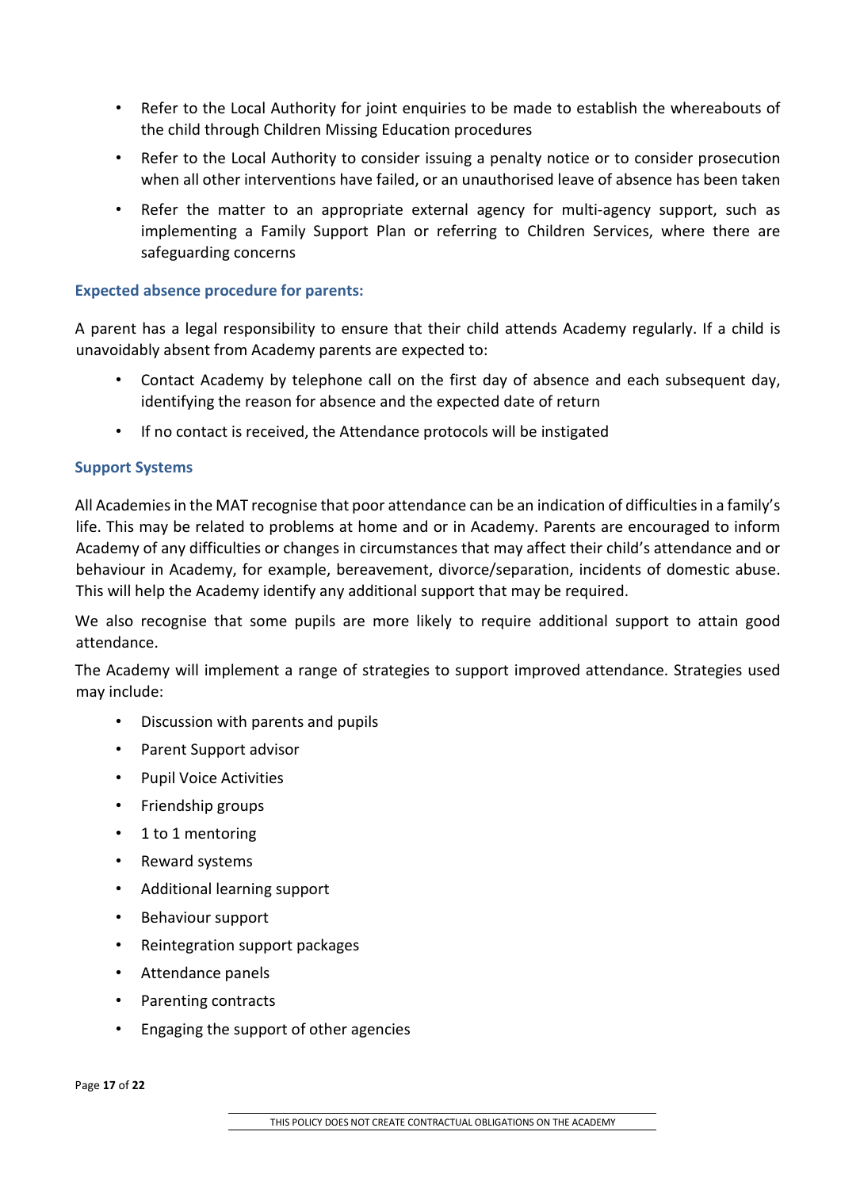- Refer to the Local Authority for joint enquiries to be made to establish the whereabouts of the child through Children Missing Education procedures
- Refer to the Local Authority to consider issuing a penalty notice or to consider prosecution when all other interventions have failed, or an unauthorised leave of absence has been taken
- Refer the matter to an appropriate external agency for multi-agency support, such as implementing a Family Support Plan or referring to Children Services, where there are safeguarding concerns

### Expected absence procedure for parents:

A parent has a legal responsibility to ensure that their child attends Academy regularly. If a child is unavoidably absent from Academy parents are expected to:

- Contact Academy by telephone call on the first day of absence and each subsequent day, identifying the reason for absence and the expected date of return
- If no contact is received, the Attendance protocols will be instigated

### Support Systems

All Academies in the MAT recognise that poor attendance can be an indication of difficulties in a family's life. This may be related to problems at home and or in Academy. Parents are encouraged to inform Academy of any difficulties or changes in circumstances that may affect their child's attendance and or behaviour in Academy, for example, bereavement, divorce/separation, incidents of domestic abuse. This will help the Academy identify any additional support that may be required.

We also recognise that some pupils are more likely to require additional support to attain good attendance.

The Academy will implement a range of strategies to support improved attendance. Strategies used may include:

- Discussion with parents and pupils
- Parent Support advisor
- Pupil Voice Activities
- Friendship groups
- 1 to 1 mentoring
- Reward systems
- Additional learning support
- Behaviour support
- Reintegration support packages
- Attendance panels
- Parenting contracts
- Engaging the support of other agencies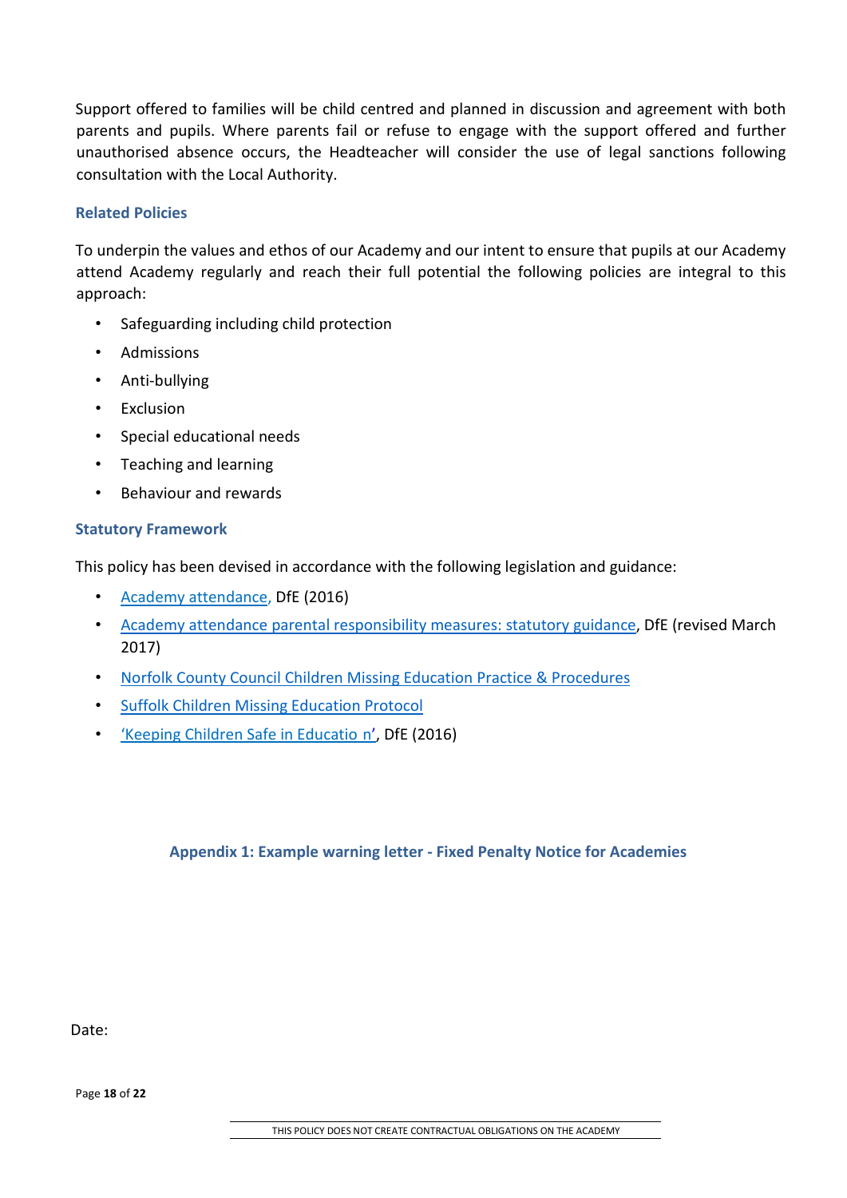Support offered to families will be child centred and planned in discussion and agreement with both parents and pupils. Where parents fail or refuse to engage with the support offered and further unauthorised absence occurs, the Headteacher will consider the use of legal sanctions following consultation with the Local Authority.

### Related Policies

To underpin the values and ethos of our Academy and our intent to ensure that pupils at our Academy attend Academy regularly and reach their full potential the following policies are integral to this approach:

- Safeguarding including child protection
- Admissions
- Anti-bullying
- Exclusion
- Special educational needs
- Teaching and learning
- Behaviour and rewards

### Statutory Framework

This policy has been devised in accordance with the following legislation and guidance:

- Academy attendance, DfE (2016)
- Academy attendance parental responsibility measures: statutory guidance, DfE (revised March 2017)
- Norfolk County Council Children Missing Education Practice & Procedures
- Suffolk Children Missing Education Protocol
- 'Keeping Children Safe in Educatio n', DfE (2016)

### Appendix 1: Example warning letter - Fixed Penalty Notice for Academies

Date:

THIS POLICY DOES NOT CREATE CONTRACTUAL OBLIGATIONS ON THE ACADEMY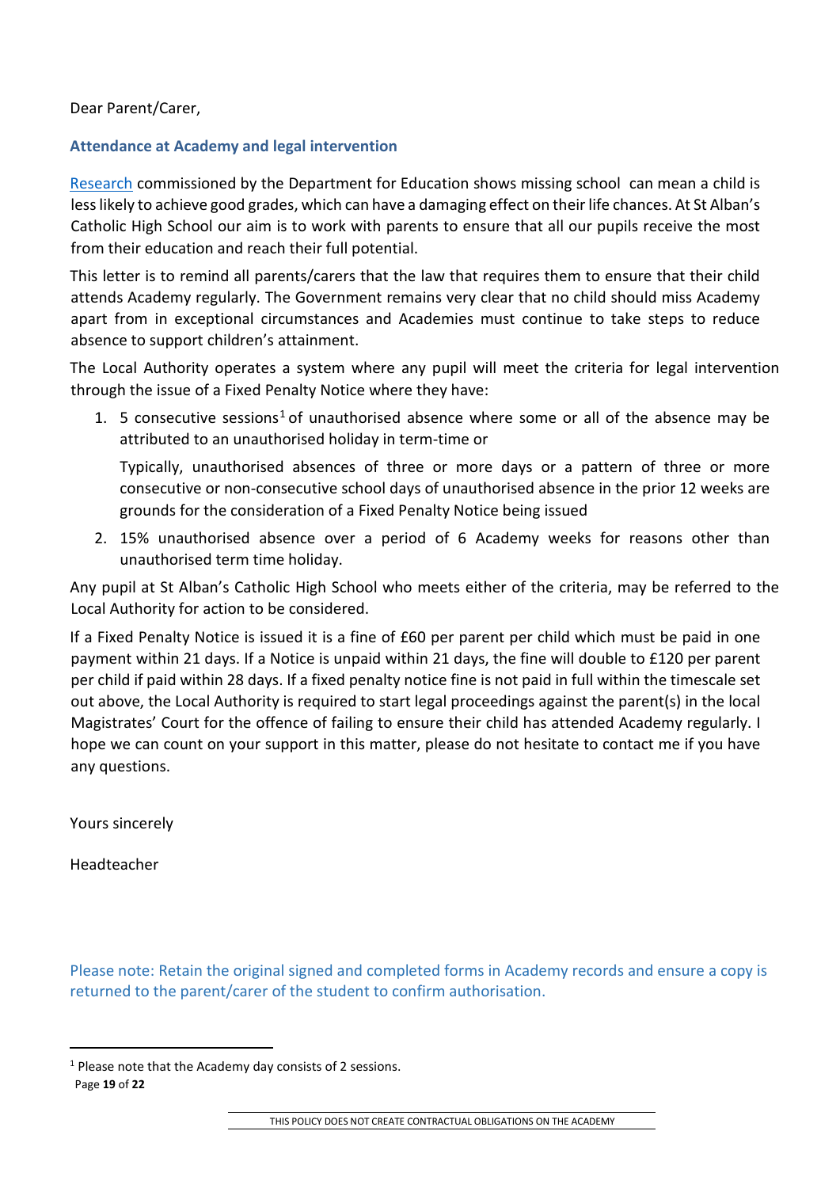Dear Parent/Carer,

## Attendance at Academy and legal intervention

Research commissioned by the Department for Education shows missing school can mean a child is less likely to achieve good grades, which can have a damaging effect on their life chances. At St Alban's Catholic High School our aim is to work with parents to ensure that all our pupils receive the most from their education and reach their full potential.

This letter is to remind all parents/carers that the law that requires them to ensure that their child attends Academy regularly. The Government remains very clear that no child should miss Academy apart from in exceptional circumstances and Academies must continue to take steps to reduce absence to support children's attainment.

The Local Authority operates a system where any pupil will meet the criteria for legal intervention through the issue of a Fixed Penalty Notice where they have:

1. 5 consecutive sessions[1] of unauthorised absence where some or all of the absence may be attributed to an unauthorised holiday in term-time or

   Typically, unauthorised absences of three or more days or a pattern of three or more consecutive or non-consecutive school days of unauthorised absence in the prior 12 weeks are grounds for the consideration of a Fixed Penalty Notice being issued

2. 15% unauthorised absence over a period of 6 Academy weeks for reasons other than unauthorised term time holiday.

Any pupil at St Alban's Catholic High School who meets either of the criteria, may be referred to the Local Authority for action to be considered.

If a Fixed Penalty Notice is issued it is a fine of £60 per parent per child which must be paid in one payment within 21 days. If a Notice is unpaid within 21 days, the fine will double to £120 per parent per child if paid within 28 days. If a fixed penalty notice fine is not paid in full within the timescale set out above, the Local Authority is required to start legal proceedings against the parent(s) in the local Magistrates' Court for the offence of failing to ensure their child has attended Academy regularly. I hope we can count on your support in this matter, please do not hesitate to contact me if you have any questions.

Yours sincerely

Headteacher

Please note: Retain the original signed and completed forms in Academy records and ensure a copy is returned to the parent/carer of the student to confirm authorisation.

[1] Please note that the Academy day consists of 2 sessions.

THIS POLICY DOES NOT CREATE CONTRACTUAL OBLIGATIONS ON THE ACADEMY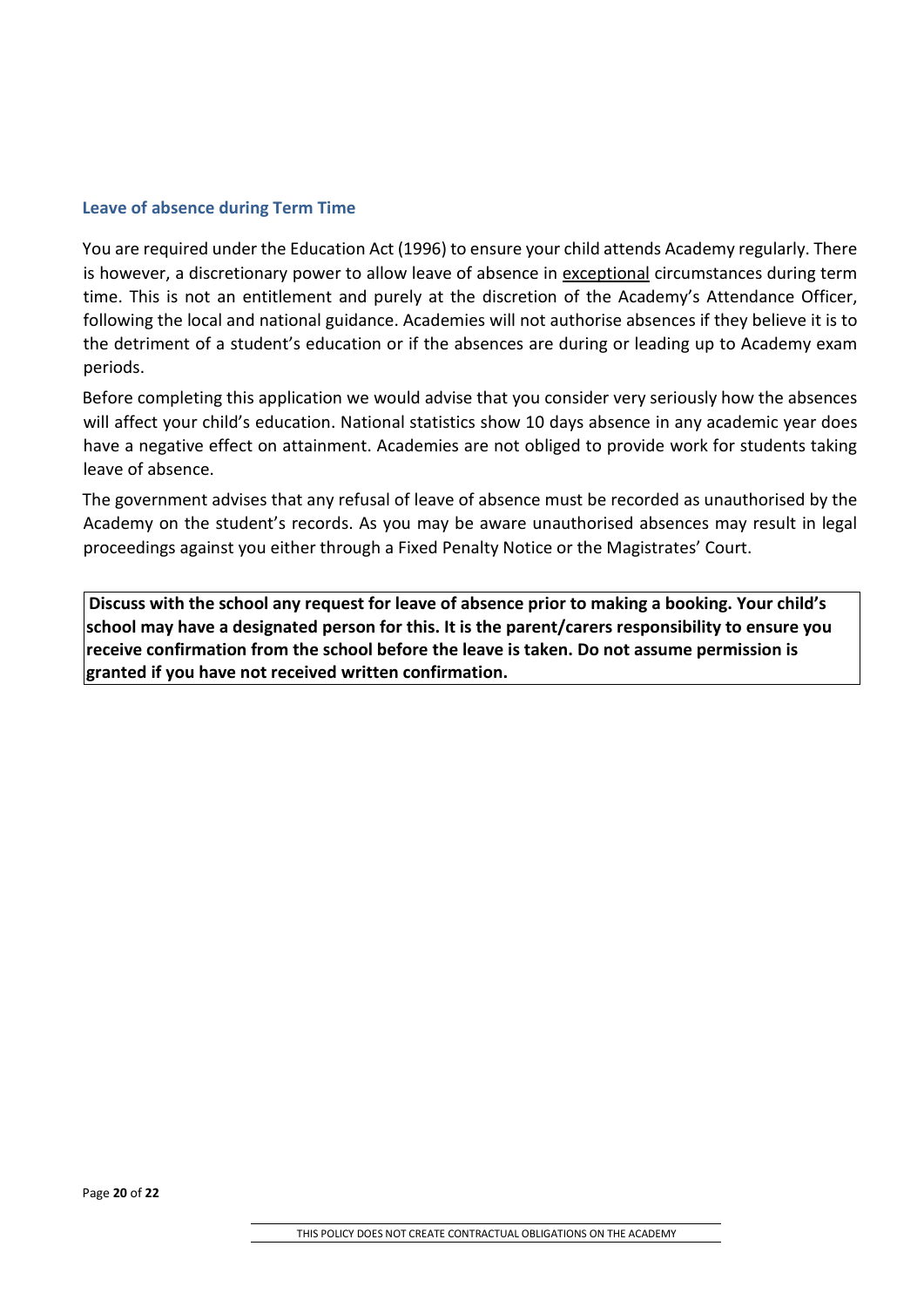### Leave of absence during Term Time

You are required under the Education Act (1996) to ensure your child attends Academy regularly. There is however, a discretionary power to allow leave of absence in <u>exceptional</u> circumstances during term time. This is not an entitlement and purely at the discretion of the Academy's Attendance Officer, following the local and national guidance. Academies will not authorise absences if they believe it is to the detriment of a student's education or if the absences are during or leading up to Academy exam periods.

Before completing this application we would advise that you consider very seriously how the absences will affect your child's education. National statistics show 10 days absence in any academic year does have a negative effect on attainment. Academies are not obliged to provide work for students taking leave of absence.

The government advises that any refusal of leave of absence must be recorded as unauthorised by the Academy on the student's records. As you may be aware unauthorised absences may result in legal proceedings against you either through a Fixed Penalty Notice or the Magistrates' Court.

**Discuss with the school any request for leave of absence prior to making a booking. Your child's school may have a designated person for this. It is the parent/carers responsibility to ensure you receive confirmation from the school before the leave is taken. Do not assume permission is granted if you have not received written confirmation.**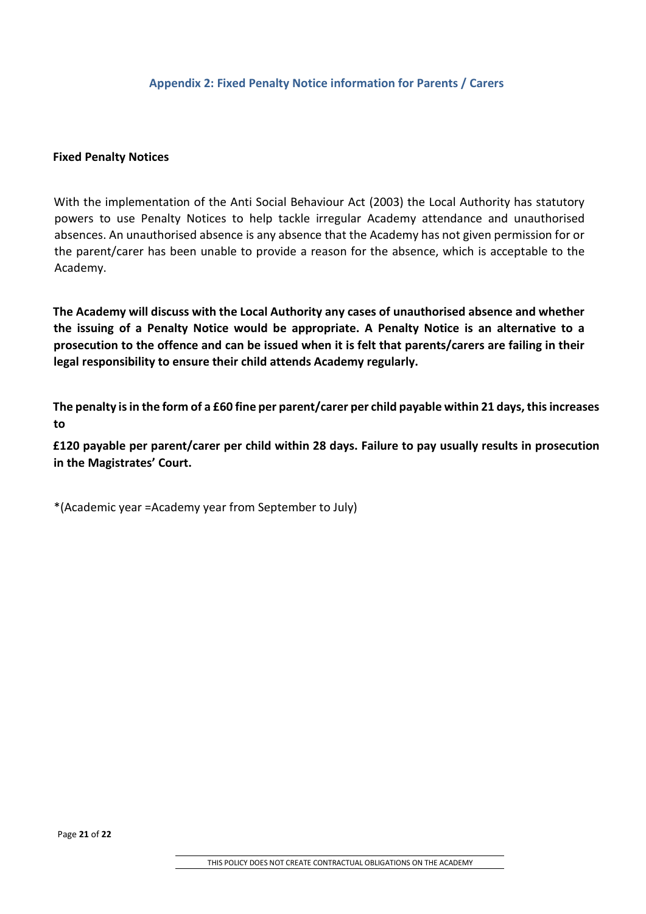## Appendix 2: Fixed Penalty Notice information for Parents / Carers

**Fixed Penalty Notices**

With the implementation of the Anti Social Behaviour Act (2003) the Local Authority has statutory powers to use Penalty Notices to help tackle irregular Academy attendance and unauthorised absences. An unauthorised absence is any absence that the Academy has not given permission for or the parent/carer has been unable to provide a reason for the absence, which is acceptable to the Academy.

**The Academy will discuss with the Local Authority any cases of unauthorised absence and whether the issuing of a Penalty Notice would be appropriate. A Penalty Notice is an alternative to a prosecution to the offence and can be issued when it is felt that parents/carers are failing in their legal responsibility to ensure their child attends Academy regularly.**

**The penalty is in the form of a £60 fine per parent/carer per child payable within 21 days, this increases to**

**£120 payable per parent/carer per child within 28 days. Failure to pay usually results in prosecution in the Magistrates' Court.**

*(Academic year =Academy year from September to July)

THIS POLICY DOES NOT CREATE CONTRACTUAL OBLIGATIONS ON THE ACADEMY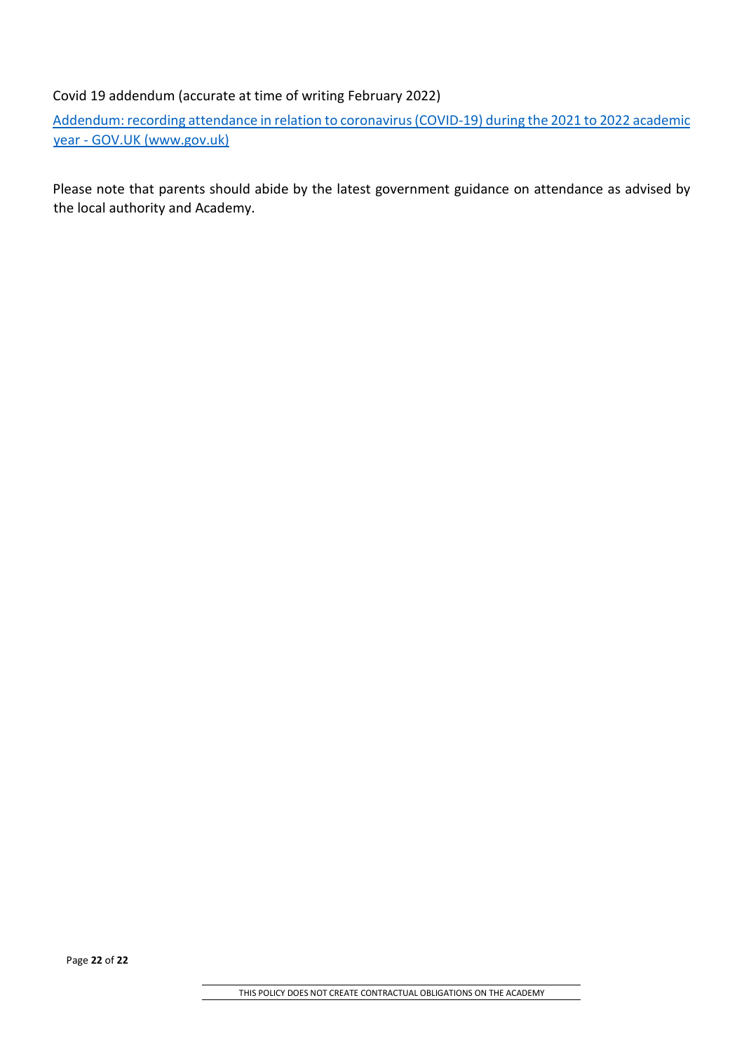Covid 19 addendum (accurate at time of writing February 2022)

Addendum: recording attendance in relation to coronavirus (COVID-19) during the 2021 to 2022 academic year - GOV.UK (www.gov.uk)

Please note that parents should abide by the latest government guidance on attendance as advised by the local authority and Academy.